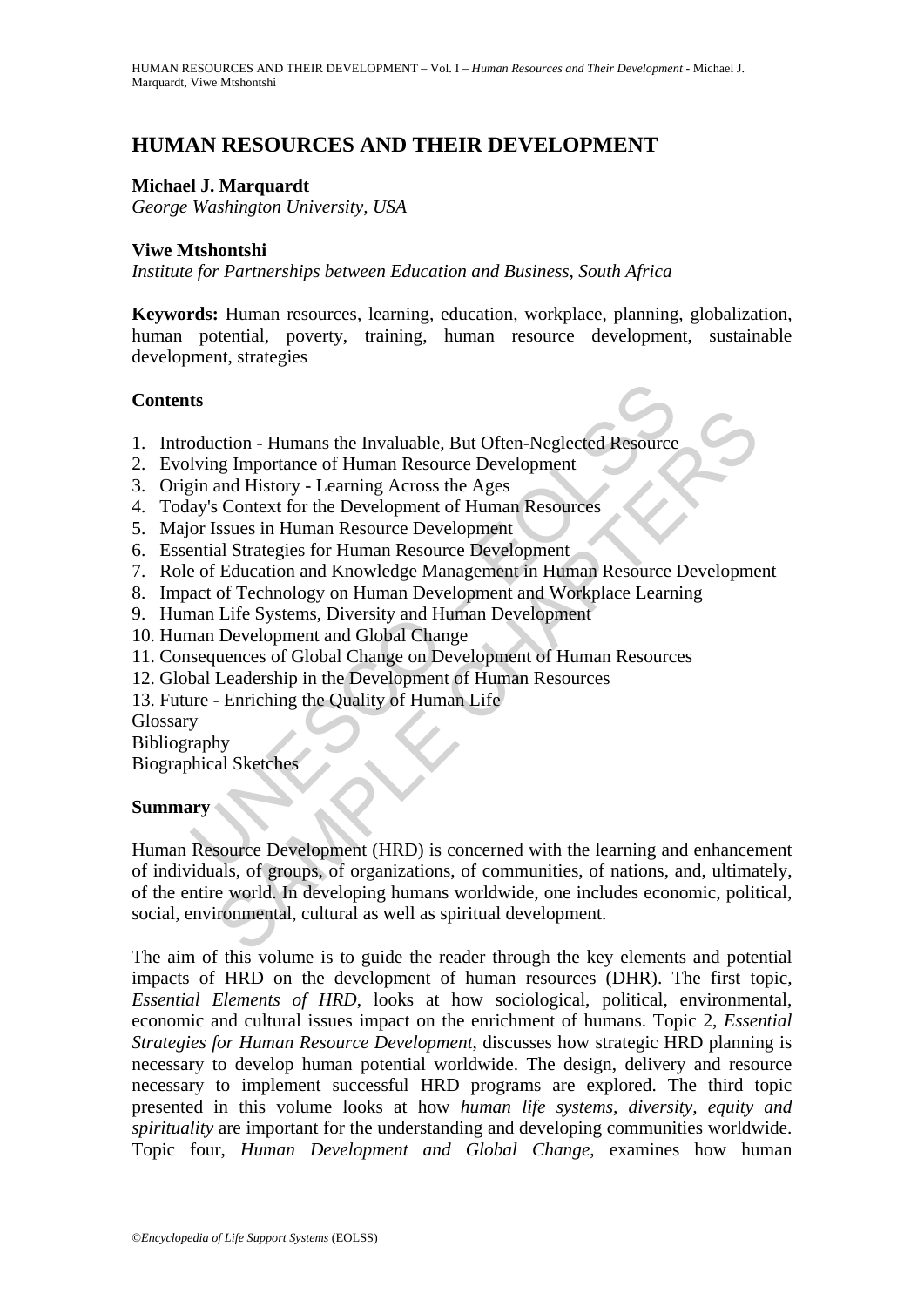# HUMAN RESOURCES AND THEIR DEVELOPMENT

**Michael J. Marquardt**
*George Washington University, USA*

**Viwe Mtshontshi**
*Institute for Partnerships between Education and Business, South Africa*

**Keywords:** Human resources, learning, education, workplace, planning, globalization, human potential, poverty, training, human resource development, sustainable development, strategies

## Contents

1. Introduction - Humans the Invaluable, But Often-Neglected Resource
2. Evolving Importance of Human Resource Development
3. Origin and History - Learning Across the Ages
4. Today's Context for the Development of Human Resources
5. Major Issues in Human Resource Development
6. Essential Strategies for Human Resource Development
7. Role of Education and Knowledge Management in Human Resource Development
8. Impact of Technology on Human Development and Workplace Learning
9. Human Life Systems, Diversity and Human Development
10. Human Development and Global Change
11. Consequences of Global Change on Development of Human Resources
12. Global Leadership in the Development of Human Resources
13. Future - Enriching the Quality of Human Life

Glossary
Bibliography
Biographical Sketches

## Summary

Human Resource Development (HRD) is concerned with the learning and enhancement of individuals, of groups, of organizations, of communities, of nations, and, ultimately, of the entire world. In developing humans worldwide, one includes economic, political, social, environmental, cultural as well as spiritual development.

The aim of this volume is to guide the reader through the key elements and potential impacts of HRD on the development of human resources (DHR). The first topic, *Essential Elements of HRD*, looks at how sociological, political, environmental, economic and cultural issues impact on the enrichment of humans. Topic 2, *Essential Strategies for Human Resource Development*, discusses how strategic HRD planning is necessary to develop human potential worldwide. The design, delivery and resource necessary to implement successful HRD programs are explored. The third topic presented in this volume looks at how *human life systems, diversity, equity and spirituality* are important for the understanding and developing communities worldwide. Topic four, *Human Development and Global Change*, examines how human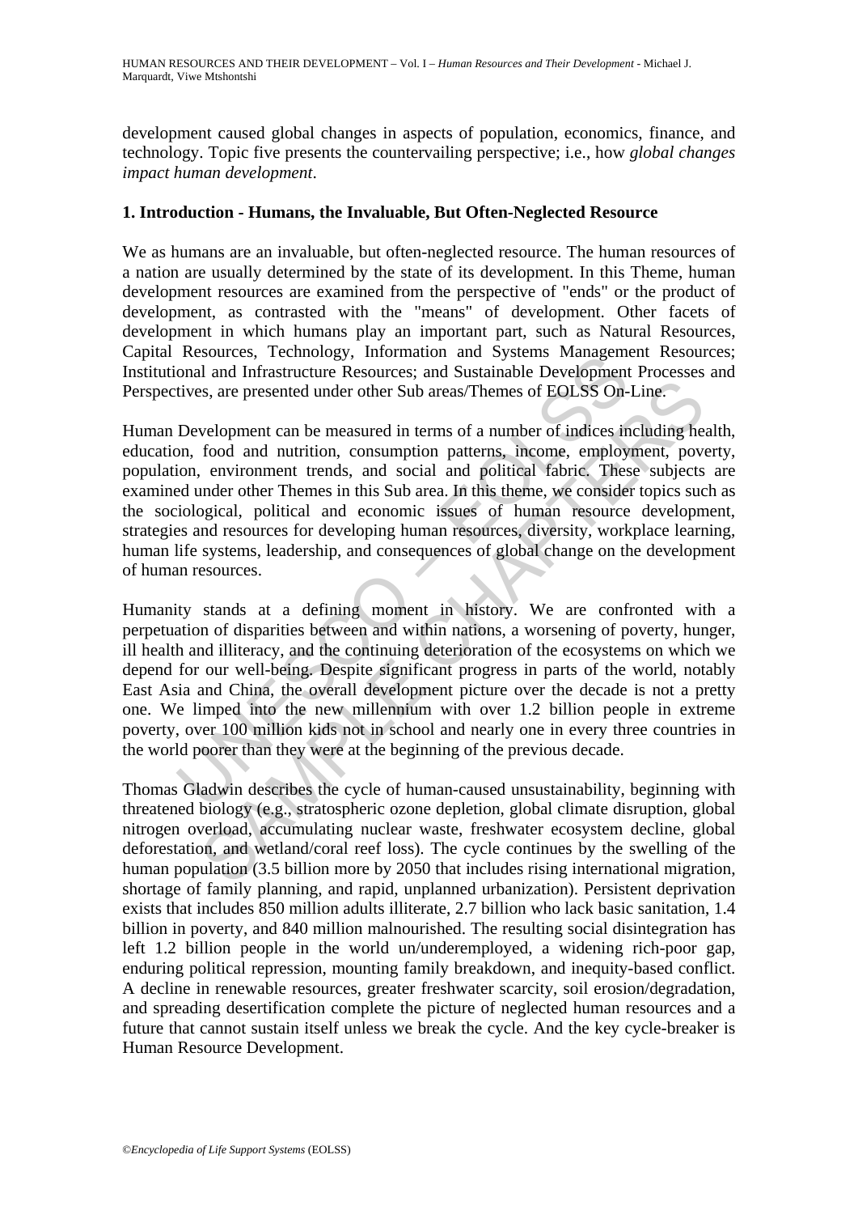development caused global changes in aspects of population, economics, finance, and technology. Topic five presents the countervailing perspective; i.e., how *global changes impact human development*.

## 1. Introduction - Humans, the Invaluable, But Often-Neglected Resource

We as humans are an invaluable, but often-neglected resource. The human resources of a nation are usually determined by the state of its development. In this Theme, human development resources are examined from the perspective of "ends" or the product of development, as contrasted with the "means" of development. Other facets of development in which humans play an important part, such as Natural Resources, Capital Resources, Technology, Information and Systems Management Resources; Institutional and Infrastructure Resources; and Sustainable Development Processes and Perspectives, are presented under other Sub areas/Themes of EOLSS On-Line.

Human Development can be measured in terms of a number of indices including health, education, food and nutrition, consumption patterns, income, employment, poverty, population, environment trends, and social and political fabric. These subjects are examined under other Themes in this Sub area. In this theme, we consider topics such as the sociological, political and economic issues of human resource development, strategies and resources for developing human resources, diversity, workplace learning, human life systems, leadership, and consequences of global change on the development of human resources.

Humanity stands at a defining moment in history. We are confronted with a perpetuation of disparities between and within nations, a worsening of poverty, hunger, ill health and illiteracy, and the continuing deterioration of the ecosystems on which we depend for our well-being. Despite significant progress in parts of the world, notably East Asia and China, the overall development picture over the decade is not a pretty one. We limped into the new millennium with over 1.2 billion people in extreme poverty, over 100 million kids not in school and nearly one in every three countries in the world poorer than they were at the beginning of the previous decade.

Thomas Gladwin describes the cycle of human-caused unsustainability, beginning with threatened biology (e.g., stratospheric ozone depletion, global climate disruption, global nitrogen overload, accumulating nuclear waste, freshwater ecosystem decline, global deforestation, and wetland/coral reef loss). The cycle continues by the swelling of the human population (3.5 billion more by 2050 that includes rising international migration, shortage of family planning, and rapid, unplanned urbanization). Persistent deprivation exists that includes 850 million adults illiterate, 2.7 billion who lack basic sanitation, 1.4 billion in poverty, and 840 million malnourished. The resulting social disintegration has left 1.2 billion people in the world un/underemployed, a widening rich-poor gap, enduring political repression, mounting family breakdown, and inequity-based conflict. A decline in renewable resources, greater freshwater scarcity, soil erosion/degradation, and spreading desertification complete the picture of neglected human resources and a future that cannot sustain itself unless we break the cycle. And the key cycle-breaker is Human Resource Development.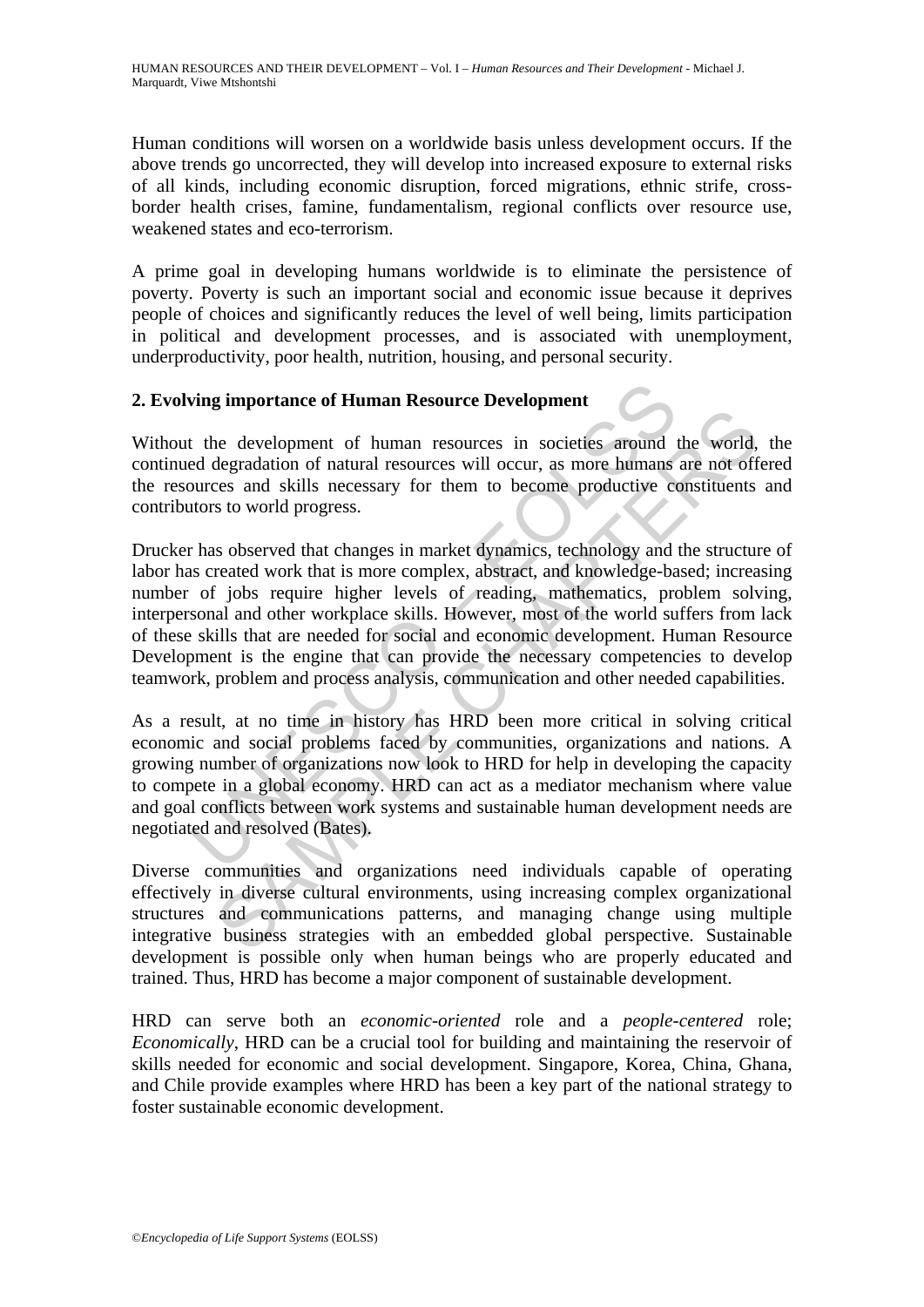Human conditions will worsen on a worldwide basis unless development occurs. If the above trends go uncorrected, they will develop into increased exposure to external risks of all kinds, including economic disruption, forced migrations, ethnic strife, cross-border health crises, famine, fundamentalism, regional conflicts over resource use, weakened states and eco-terrorism.

A prime goal in developing humans worldwide is to eliminate the persistence of poverty. Poverty is such an important social and economic issue because it deprives people of choices and significantly reduces the level of well being, limits participation in political and development processes, and is associated with unemployment, underproductivity, poor health, nutrition, housing, and personal security.

## 2. Evolving importance of Human Resource Development

Without the development of human resources in societies around the world, the continued degradation of natural resources will occur, as more humans are not offered the resources and skills necessary for them to become productive constituents and contributors to world progress.

Drucker has observed that changes in market dynamics, technology and the structure of labor has created work that is more complex, abstract, and knowledge-based; increasing number of jobs require higher levels of reading, mathematics, problem solving, interpersonal and other workplace skills. However, most of the world suffers from lack of these skills that are needed for social and economic development. Human Resource Development is the engine that can provide the necessary competencies to develop teamwork, problem and process analysis, communication and other needed capabilities.

As a result, at no time in history has HRD been more critical in solving critical economic and social problems faced by communities, organizations and nations. A growing number of organizations now look to HRD for help in developing the capacity to compete in a global economy. HRD can act as a mediator mechanism where value and goal conflicts between work systems and sustainable human development needs are negotiated and resolved (Bates).

Diverse communities and organizations need individuals capable of operating effectively in diverse cultural environments, using increasing complex organizational structures and communications patterns, and managing change using multiple integrative business strategies with an embedded global perspective. Sustainable development is possible only when human beings who are properly educated and trained. Thus, HRD has become a major component of sustainable development.

HRD can serve both an *economic-oriented* role and a *people-centered* role; *Economically*, HRD can be a crucial tool for building and maintaining the reservoir of skills needed for economic and social development. Singapore, Korea, China, Ghana, and Chile provide examples where HRD has been a key part of the national strategy to foster sustainable economic development.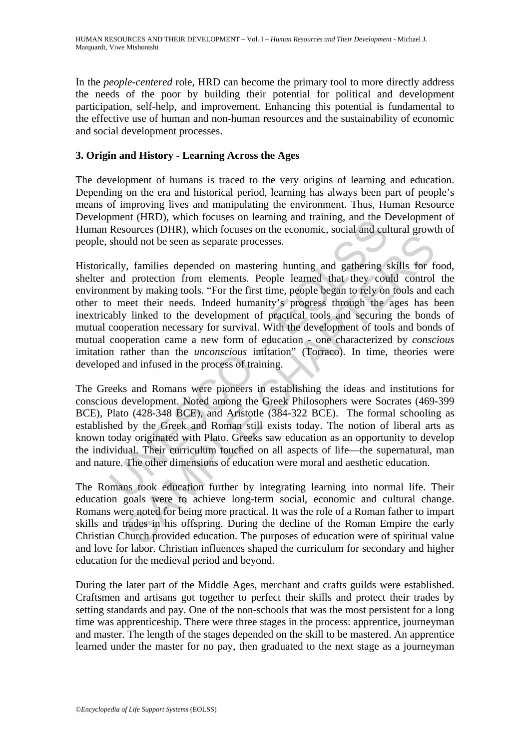In the *people-centered* role, HRD can become the primary tool to more directly address the needs of the poor by building their potential for political and development participation, self-help, and improvement. Enhancing this potential is fundamental to the effective use of human and non-human resources and the sustainability of economic and social development processes.

## 3. Origin and History - Learning Across the Ages

The development of humans is traced to the very origins of learning and education. Depending on the era and historical period, learning has always been part of people's means of improving lives and manipulating the environment. Thus, Human Resource Development (HRD), which focuses on learning and training, and the Development of Human Resources (DHR), which focuses on the economic, social and cultural growth of people, should not be seen as separate processes.

Historically, families depended on mastering hunting and gathering skills for food, shelter and protection from elements. People learned that they could control the environment by making tools. "For the first time, people began to rely on tools and each other to meet their needs. Indeed humanity's progress through the ages has been inextricably linked to the development of practical tools and securing the bonds of mutual cooperation necessary for survival. With the development of tools and bonds of mutual cooperation came a new form of education - one characterized by *conscious* imitation rather than the *unconscious* imitation" (Torraco). In time, theories were developed and infused in the process of training.

The Greeks and Romans were pioneers in establishing the ideas and institutions for conscious development. Noted among the Greek Philosophers were Socrates (469-399 BCE), Plato (428-348 BCE), and Aristotle (384-322 BCE). The formal schooling as established by the Greek and Roman still exists today. The notion of liberal arts as known today originated with Plato. Greeks saw education as an opportunity to develop the individual. Their curriculum touched on all aspects of life—the supernatural, man and nature. The other dimensions of education were moral and aesthetic education.

The Romans took education further by integrating learning into normal life. Their education goals were to achieve long-term social, economic and cultural change. Romans were noted for being more practical. It was the role of a Roman father to impart skills and trades in his offspring. During the decline of the Roman Empire the early Christian Church provided education. The purposes of education were of spiritual value and love for labor. Christian influences shaped the curriculum for secondary and higher education for the medieval period and beyond.

During the later part of the Middle Ages, merchant and crafts guilds were established. Craftsmen and artisans got together to perfect their skills and protect their trades by setting standards and pay. One of the non-schools that was the most persistent for a long time was apprenticeship. There were three stages in the process: apprentice, journeyman and master. The length of the stages depended on the skill to be mastered. An apprentice learned under the master for no pay, then graduated to the next stage as a journeyman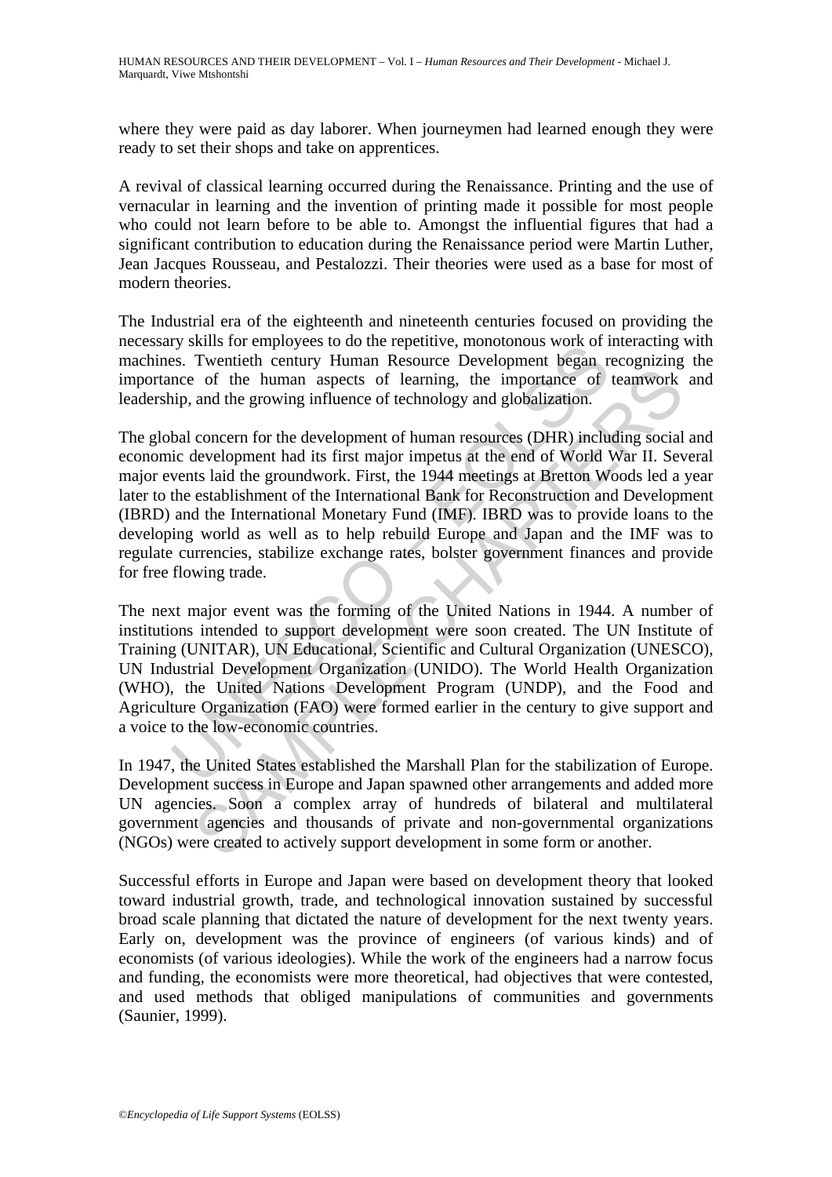where they were paid as day laborer. When journeymen had learned enough they were ready to set their shops and take on apprentices.

A revival of classical learning occurred during the Renaissance. Printing and the use of vernacular in learning and the invention of printing made it possible for most people who could not learn before to be able to. Amongst the influential figures that had a significant contribution to education during the Renaissance period were Martin Luther, Jean Jacques Rousseau, and Pestalozzi. Their theories were used as a base for most of modern theories.

The Industrial era of the eighteenth and nineteenth centuries focused on providing the necessary skills for employees to do the repetitive, monotonous work of interacting with machines. Twentieth century Human Resource Development began recognizing the importance of the human aspects of learning, the importance of teamwork and leadership, and the growing influence of technology and globalization.

The global concern for the development of human resources (DHR) including social and economic development had its first major impetus at the end of World War II. Several major events laid the groundwork. First, the 1944 meetings at Bretton Woods led a year later to the establishment of the International Bank for Reconstruction and Development (IBRD) and the International Monetary Fund (IMF). IBRD was to provide loans to the developing world as well as to help rebuild Europe and Japan and the IMF was to regulate currencies, stabilize exchange rates, bolster government finances and provide for free flowing trade.

The next major event was the forming of the United Nations in 1944. A number of institutions intended to support development were soon created. The UN Institute of Training (UNITAR), UN Educational, Scientific and Cultural Organization (UNESCO), UN Industrial Development Organization (UNIDO). The World Health Organization (WHO), the United Nations Development Program (UNDP), and the Food and Agriculture Organization (FAO) were formed earlier in the century to give support and a voice to the low-economic countries.

In 1947, the United States established the Marshall Plan for the stabilization of Europe. Development success in Europe and Japan spawned other arrangements and added more UN agencies. Soon a complex array of hundreds of bilateral and multilateral government agencies and thousands of private and non-governmental organizations (NGOs) were created to actively support development in some form or another.

Successful efforts in Europe and Japan were based on development theory that looked toward industrial growth, trade, and technological innovation sustained by successful broad scale planning that dictated the nature of development for the next twenty years. Early on, development was the province of engineers (of various kinds) and of economists (of various ideologies). While the work of the engineers had a narrow focus and funding, the economists were more theoretical, had objectives that were contested, and used methods that obliged manipulations of communities and governments (Saunier, 1999).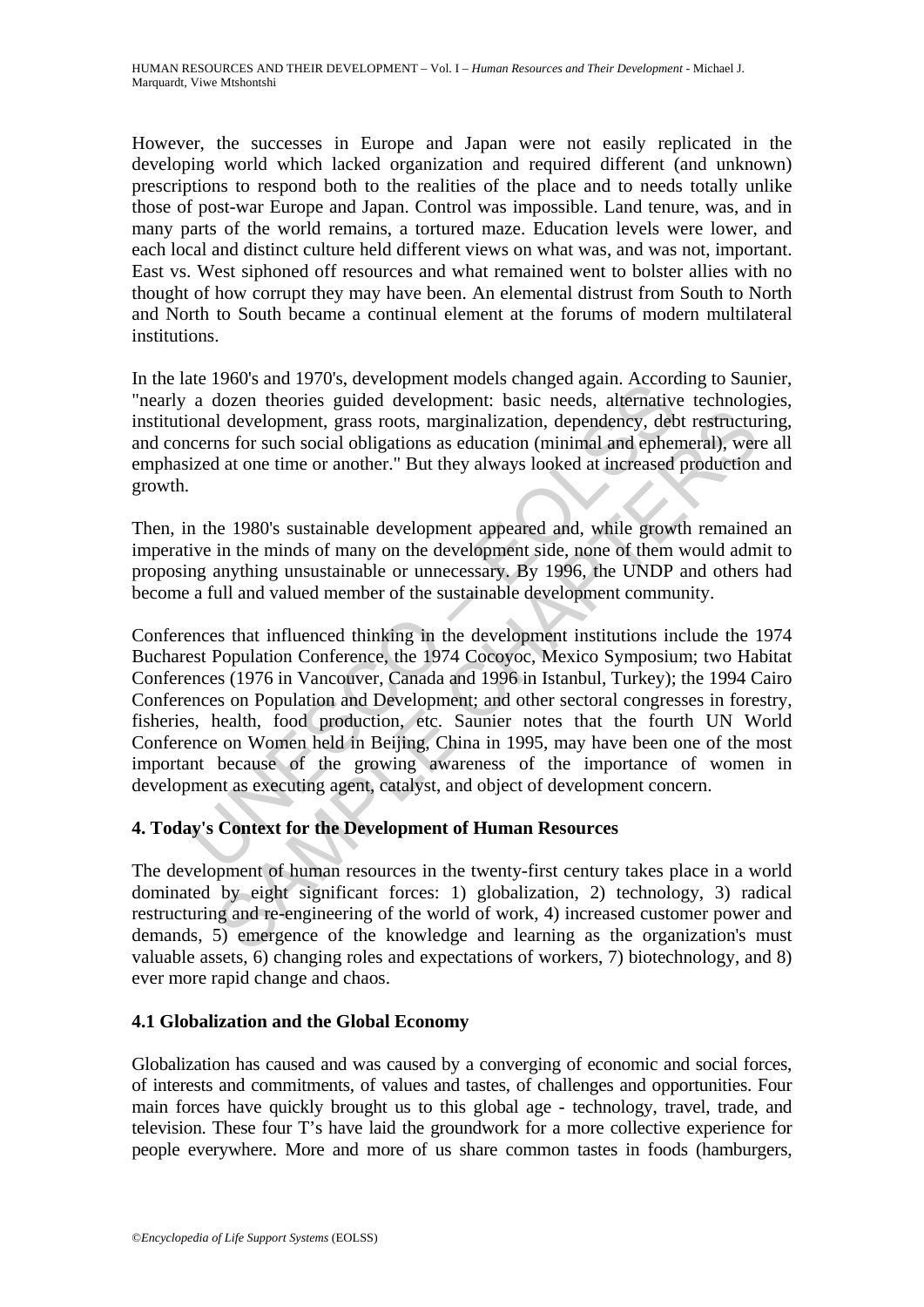However, the successes in Europe and Japan were not easily replicated in the developing world which lacked organization and required different (and unknown) prescriptions to respond both to the realities of the place and to needs totally unlike those of post-war Europe and Japan. Control was impossible. Land tenure, was, and in many parts of the world remains, a tortured maze. Education levels were lower, and each local and distinct culture held different views on what was, and was not, important. East vs. West siphoned off resources and what remained went to bolster allies with no thought of how corrupt they may have been. An elemental distrust from South to North and North to South became a continual element at the forums of modern multilateral institutions.

In the late 1960's and 1970's, development models changed again. According to Saunier, "nearly a dozen theories guided development: basic needs, alternative technologies, institutional development, grass roots, marginalization, dependency, debt restructuring, and concerns for such social obligations as education (minimal and ephemeral), were all emphasized at one time or another." But they always looked at increased production and growth.

Then, in the 1980's sustainable development appeared and, while growth remained an imperative in the minds of many on the development side, none of them would admit to proposing anything unsustainable or unnecessary. By 1996, the UNDP and others had become a full and valued member of the sustainable development community.

Conferences that influenced thinking in the development institutions include the 1974 Bucharest Population Conference, the 1974 Cocoyoc, Mexico Symposium; two Habitat Conferences (1976 in Vancouver, Canada and 1996 in Istanbul, Turkey); the 1994 Cairo Conferences on Population and Development; and other sectoral congresses in forestry, fisheries, health, food production, etc. Saunier notes that the fourth UN World Conference on Women held in Beijing, China in 1995, may have been one of the most important because of the growing awareness of the importance of women in development as executing agent, catalyst, and object of development concern.

## 4. Today's Context for the Development of Human Resources

The development of human resources in the twenty-first century takes place in a world dominated by eight significant forces: 1) globalization, 2) technology, 3) radical restructuring and re-engineering of the world of work, 4) increased customer power and demands, 5) emergence of the knowledge and learning as the organization's must valuable assets, 6) changing roles and expectations of workers, 7) biotechnology, and 8) ever more rapid change and chaos.

### 4.1 Globalization and the Global Economy

Globalization has caused and was caused by a converging of economic and social forces, of interests and commitments, of values and tastes, of challenges and opportunities. Four main forces have quickly brought us to this global age - technology, travel, trade, and television. These four T's have laid the groundwork for a more collective experience for people everywhere. More and more of us share common tastes in foods (hamburgers,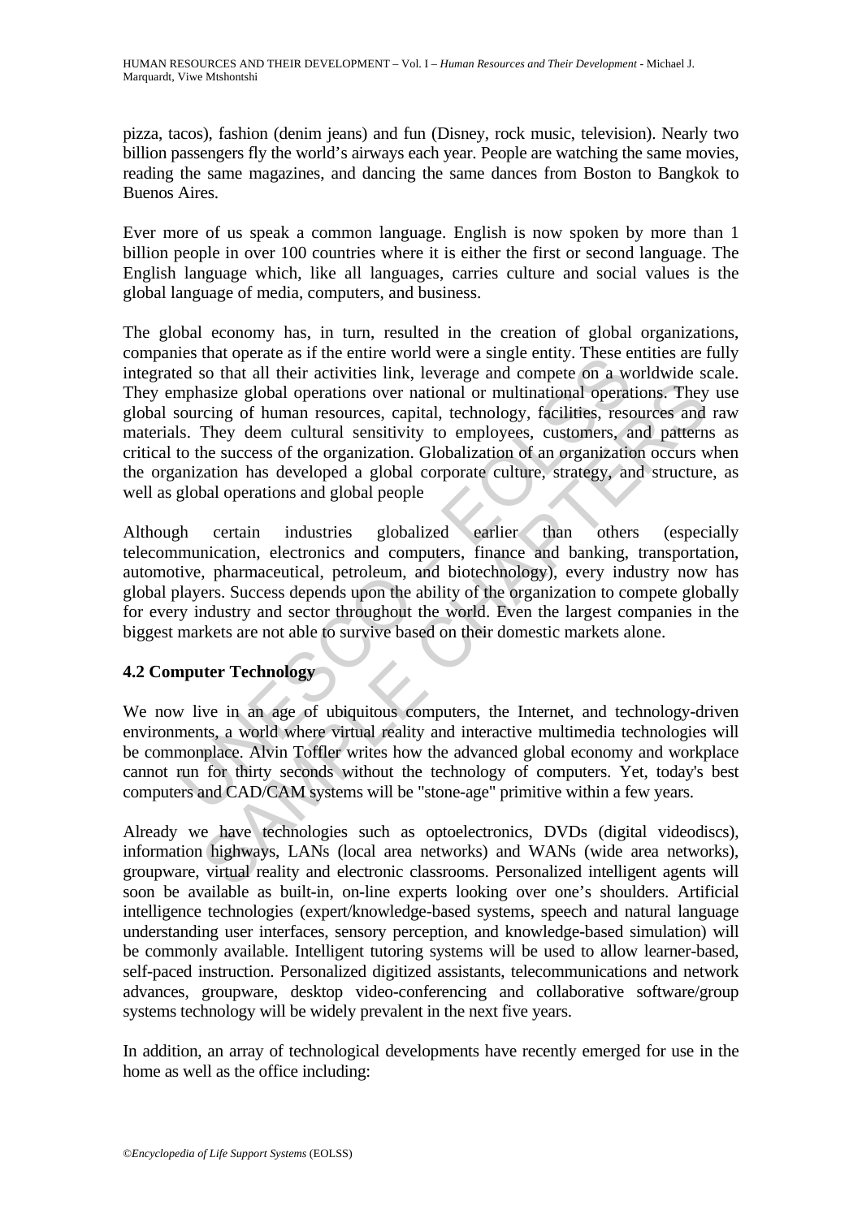pizza, tacos), fashion (denim jeans) and fun (Disney, rock music, television). Nearly two billion passengers fly the world's airways each year. People are watching the same movies, reading the same magazines, and dancing the same dances from Boston to Bangkok to Buenos Aires.

Ever more of us speak a common language. English is now spoken by more than 1 billion people in over 100 countries where it is either the first or second language. The English language which, like all languages, carries culture and social values is the global language of media, computers, and business.

The global economy has, in turn, resulted in the creation of global organizations, companies that operate as if the entire world were a single entity. These entities are fully integrated so that all their activities link, leverage and compete on a worldwide scale. They emphasize global operations over national or multinational operations. They use global sourcing of human resources, capital, technology, facilities, resources and raw materials. They deem cultural sensitivity to employees, customers, and patterns as critical to the success of the organization. Globalization of an organization occurs when the organization has developed a global corporate culture, strategy, and structure, as well as global operations and global people

Although certain industries globalized earlier than others (especially telecommunication, electronics and computers, finance and banking, transportation, automotive, pharmaceutical, petroleum, and biotechnology), every industry now has global players. Success depends upon the ability of the organization to compete globally for every industry and sector throughout the world. Even the largest companies in the biggest markets are not able to survive based on their domestic markets alone.

### 4.2 Computer Technology

We now live in an age of ubiquitous computers, the Internet, and technology-driven environments, a world where virtual reality and interactive multimedia technologies will be commonplace. Alvin Toffler writes how the advanced global economy and workplace cannot run for thirty seconds without the technology of computers. Yet, today's best computers and CAD/CAM systems will be "stone-age" primitive within a few years.

Already we have technologies such as optoelectronics, DVDs (digital videodiscs), information highways, LANs (local area networks) and WANs (wide area networks), groupware, virtual reality and electronic classrooms. Personalized intelligent agents will soon be available as built-in, on-line experts looking over one's shoulders. Artificial intelligence technologies (expert/knowledge-based systems, speech and natural language understanding user interfaces, sensory perception, and knowledge-based simulation) will be commonly available. Intelligent tutoring systems will be used to allow learner-based, self-paced instruction. Personalized digitized assistants, telecommunications and network advances, groupware, desktop video-conferencing and collaborative software/group systems technology will be widely prevalent in the next five years.

In addition, an array of technological developments have recently emerged for use in the home as well as the office including: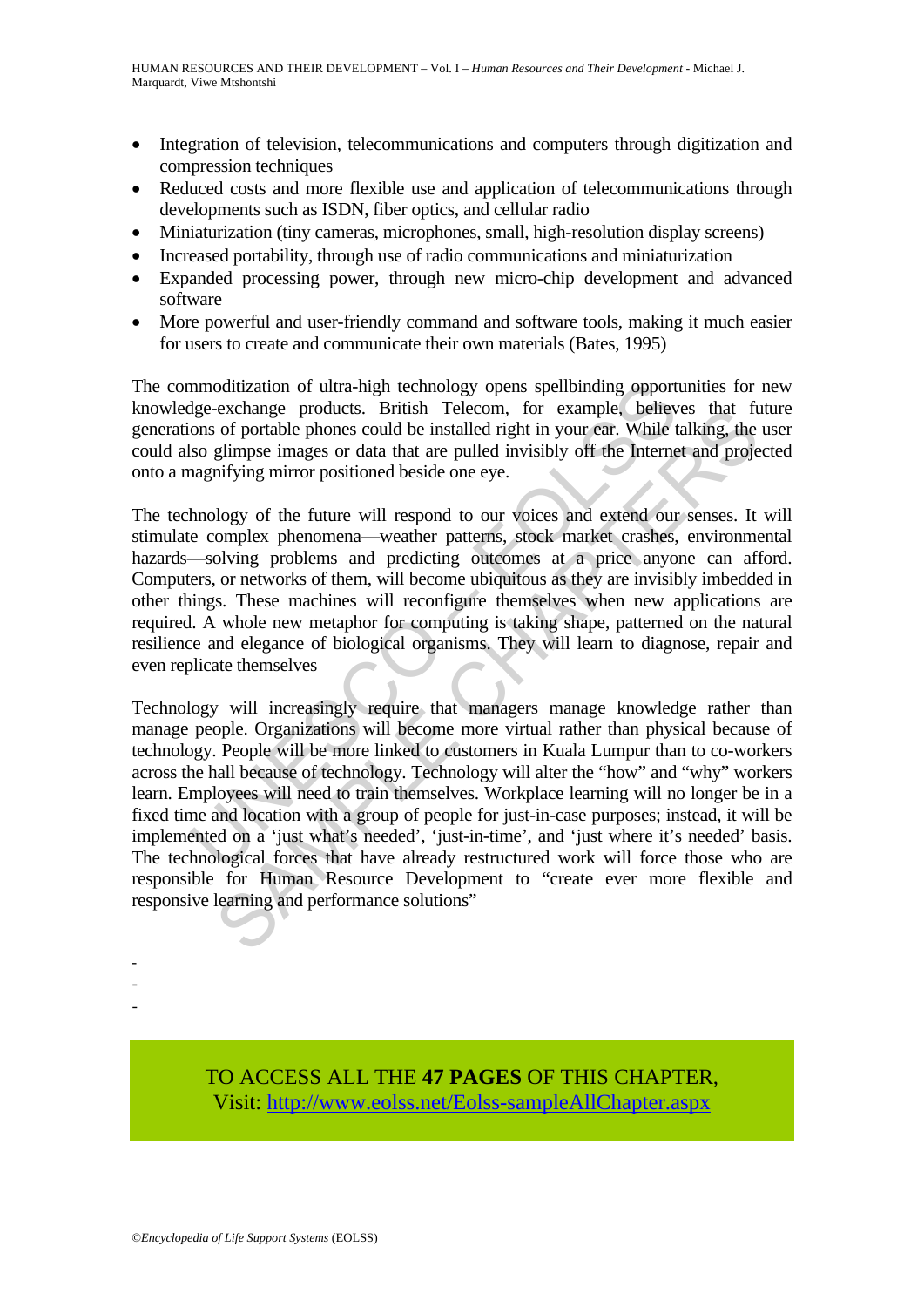- Integration of television, telecommunications and computers through digitization and compression techniques
- Reduced costs and more flexible use and application of telecommunications through developments such as ISDN, fiber optics, and cellular radio
- Miniaturization (tiny cameras, microphones, small, high-resolution display screens)
- Increased portability, through use of radio communications and miniaturization
- Expanded processing power, through new micro-chip development and advanced software
- More powerful and user-friendly command and software tools, making it much easier for users to create and communicate their own materials (Bates, 1995)

The commoditization of ultra-high technology opens spellbinding opportunities for new knowledge-exchange products. British Telecom, for example, believes that future generations of portable phones could be installed right in your ear. While talking, the user could also glimpse images or data that are pulled invisibly off the Internet and projected onto a magnifying mirror positioned beside one eye.

The technology of the future will respond to our voices and extend our senses. It will stimulate complex phenomena—weather patterns, stock market crashes, environmental hazards—solving problems and predicting outcomes at a price anyone can afford. Computers, or networks of them, will become ubiquitous as they are invisibly imbedded in other things. These machines will reconfigure themselves when new applications are required. A whole new metaphor for computing is taking shape, patterned on the natural resilience and elegance of biological organisms. They will learn to diagnose, repair and even replicate themselves

Technology will increasingly require that managers manage knowledge rather than manage people. Organizations will become more virtual rather than physical because of technology. People will be more linked to customers in Kuala Lumpur than to co-workers across the hall because of technology. Technology will alter the "how" and "why" workers learn. Employees will need to train themselves. Workplace learning will no longer be in a fixed time and location with a group of people for just-in-case purposes; instead, it will be implemented on a 'just what's needed', 'just-in-time', and 'just where it's needed' basis. The technological forces that have already restructured work will force those who are responsible for Human Resource Development to "create ever more flexible and responsive learning and performance solutions"

-
-
-

TO ACCESS ALL THE **47 PAGES** OF THIS CHAPTER,
Visit: http://www.eolss.net/Eolss-sampleAllChapter.aspx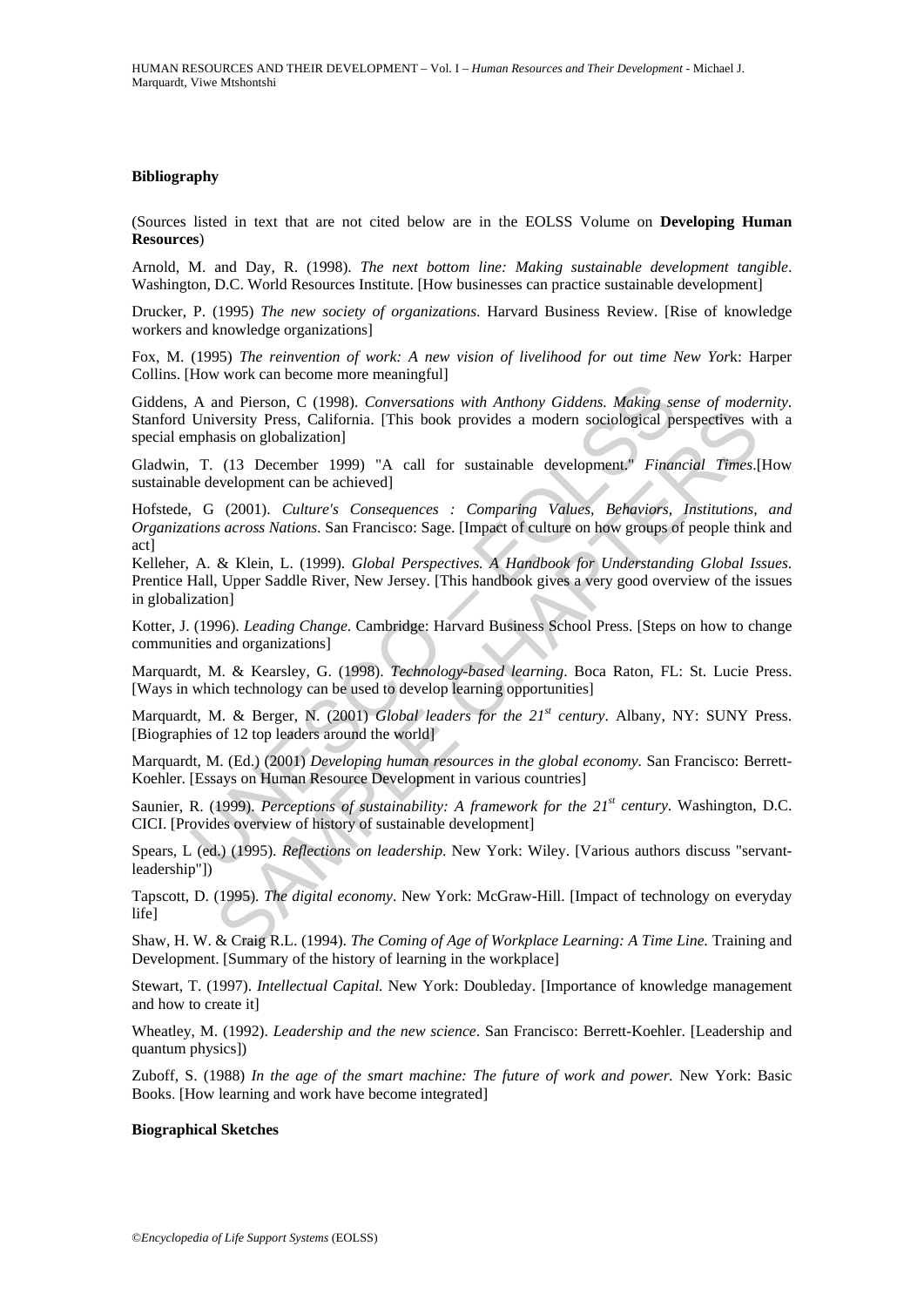### Bibliography

(Sources listed in text that are not cited below are in the EOLSS Volume on **Developing Human Resources**)

Arnold, M. and Day, R. (1998). *The next bottom line: Making sustainable development tangible*. Washington, D.C. World Resources Institute. [How businesses can practice sustainable development]

Drucker, P. (1995) *The new society of organizations.* Harvard Business Review. [Rise of knowledge workers and knowledge organizations]

Fox, M. (1995) *The reinvention of work: A new vision of livelihood for out time New Yor*k: Harper Collins. [How work can become more meaningful]

Giddens, A and Pierson, C (1998). *Conversations with Anthony Giddens. Making sense of modernity*. Stanford University Press, California. [This book provides a modern sociological perspectives with a special emphasis on globalization]

Gladwin, T. (13 December 1999) "A call for sustainable development." *Financial Times*.[How sustainable development can be achieved]

Hofstede, G (2001). *Culture's Consequences : Comparing Values, Behaviors, Institutions, and Organizations across Nations.* San Francisco: Sage. [Impact of culture on how groups of people think and act]

Kelleher, A. & Klein, L. (1999). *Global Perspectives. A Handbook for Understanding Global Issues*. Prentice Hall, Upper Saddle River, New Jersey. [This handbook gives a very good overview of the issues in globalization]

Kotter, J. (1996). *Leading Change*. Cambridge: Harvard Business School Press. [Steps on how to change communities and organizations]

Marquardt, M. & Kearsley, G. (1998). *Technology-based learning*. Boca Raton, FL: St. Lucie Press. [Ways in which technology can be used to develop learning opportunities]

Marquardt, M. & Berger, N. (2001) *Global leaders for the 21st century*. Albany, NY: SUNY Press. [Biographies of 12 top leaders around the world]

Marquardt, M. (Ed.) (2001) *Developing human resources in the global economy.* San Francisco: Berrett-Koehler. [Essays on Human Resource Development in various countries]

Saunier, R. (1999). *Perceptions of sustainability: A framework for the 21st century*. Washington, D.C. CICI. [Provides overview of history of sustainable development]

Spears, L (ed.) (1995). *Reflections on leadership.* New York: Wiley. [Various authors discuss "servant-leadership"])

Tapscott, D. (1995). *The digital economy*. New York: McGraw-Hill. [Impact of technology on everyday life]

Shaw, H. W. & Craig R.L. (1994). *The Coming of Age of Workplace Learning: A Time Line.* Training and Development. [Summary of the history of learning in the workplace]

Stewart, T. (1997). *Intellectual Capital.* New York: Doubleday. [Importance of knowledge management and how to create it]

Wheatley, M. (1992). *Leadership and the new science*. San Francisco: Berrett-Koehler. [Leadership and quantum physics])

Zuboff, S. (1988) *In the age of the smart machine: The future of work and power.* New York: Basic Books. [How learning and work have become integrated]

### Biographical Sketches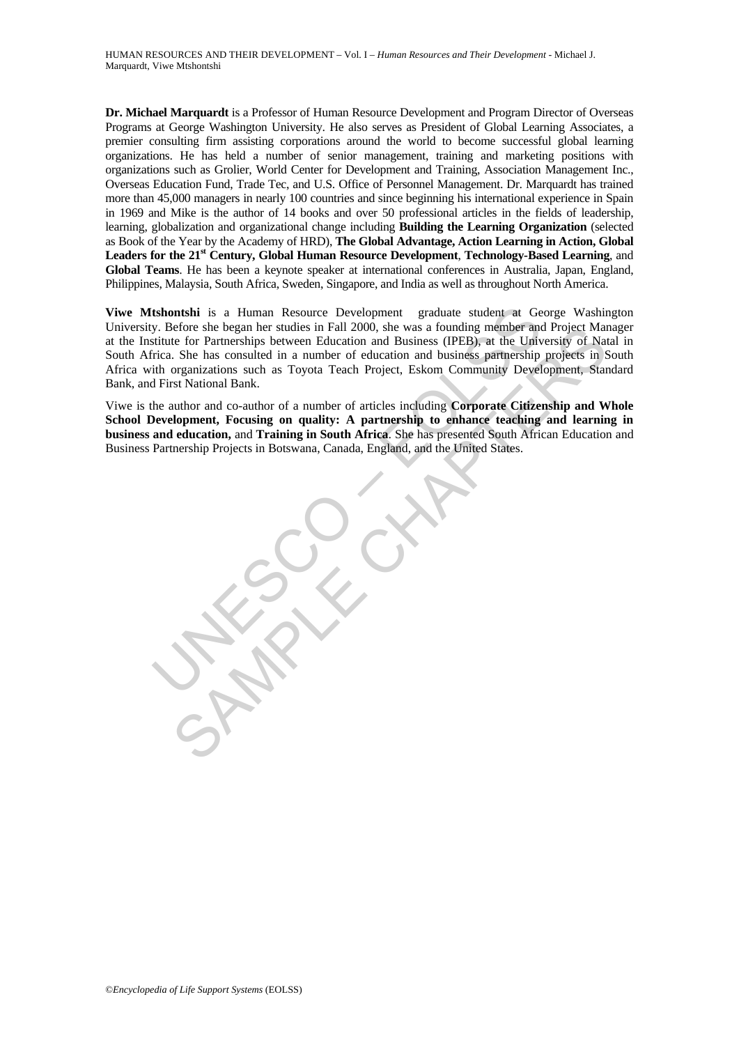**Dr. Michael Marquardt** is a Professor of Human Resource Development and Program Director of Overseas Programs at George Washington University. He also serves as President of Global Learning Associates, a premier consulting firm assisting corporations around the world to become successful global learning organizations. He has held a number of senior management, training and marketing positions with organizations such as Grolier, World Center for Development and Training, Association Management Inc., Overseas Education Fund, Trade Tec, and U.S. Office of Personnel Management. Dr. Marquardt has trained more than 45,000 managers in nearly 100 countries and since beginning his international experience in Spain in 1969 and Mike is the author of 14 books and over 50 professional articles in the fields of leadership, learning, globalization and organizational change including **Building the Learning Organization** (selected as Book of the Year by the Academy of HRD), **The Global Advantage, Action Learning in Action, Global Leaders for the 21st Century, Global Human Resource Development**, **Technology-Based Learning**, and **Global Teams**. He has been a keynote speaker at international conferences in Australia, Japan, England, Philippines, Malaysia, South Africa, Sweden, Singapore, and India as well as throughout North America.

**Viwe Mtshontshi** is a Human Resource Development graduate student at George Washington University. Before she began her studies in Fall 2000, she was a founding member and Project Manager at the Institute for Partnerships between Education and Business (IPEB), at the University of Natal in South Africa. She has consulted in a number of education and business partnership projects in South Africa with organizations such as Toyota Teach Project, Eskom Community Development, Standard Bank, and First National Bank.

Viwe is the author and co-author of a number of articles including **Corporate Citizenship and Whole School Development, Focusing on quality: A partnership to enhance teaching and learning in business and education,** and **Training in South Africa**. She has presented South African Education and Business Partnership Projects in Botswana, Canada, England, and the United States.